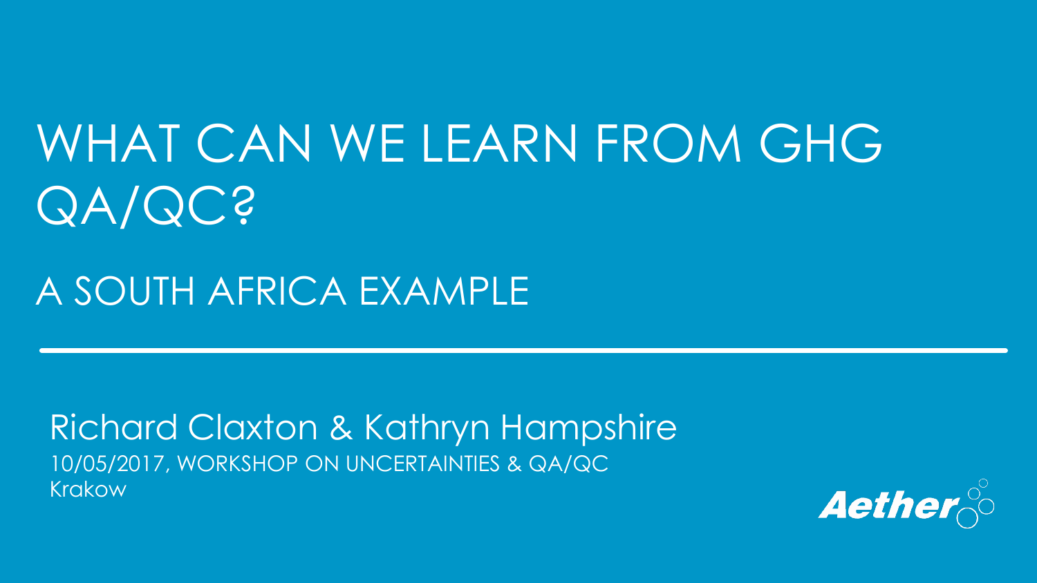# WHAT CAN WE LEARN FROM GHG QA/QC?

## A SOUTH AFRICA EXAMPLE

Richard Claxton & Kathryn Hampshire

10/05/2017, WORKSHOP ON UNCERTAINTIES & QA/QC

Krakow

Aether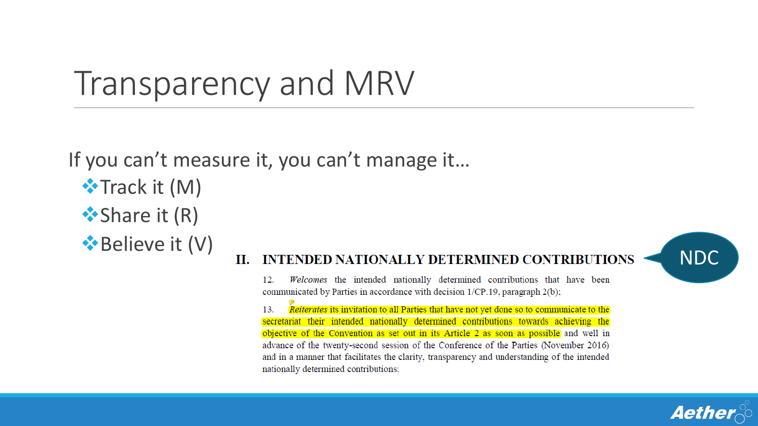# Transparency and MRV

If you can't measure it, you can't manage it…

- Track it (M)
- Share it (R)
- Believe it (V)

### II. INTENDED NATIONALLY DETERMINED CONTRIBUTIONS

NDC

12. *Welcomes* the intended nationally determined contributions that have been communicated by Parties in accordance with decision 1/CP.19, paragraph 2(b);

13. *Reiterates* its invitation to all Parties that have not yet done so to communicate to the secretariat their intended nationally determined contributions towards achieving the objective of the Convention as set out in its Article 2 as soon as possible and well in advance of the twenty-second session of the Conference of the Parties (November 2016) and in a manner that facilitates the clarity, transparency and understanding of the intended nationally determined contributions;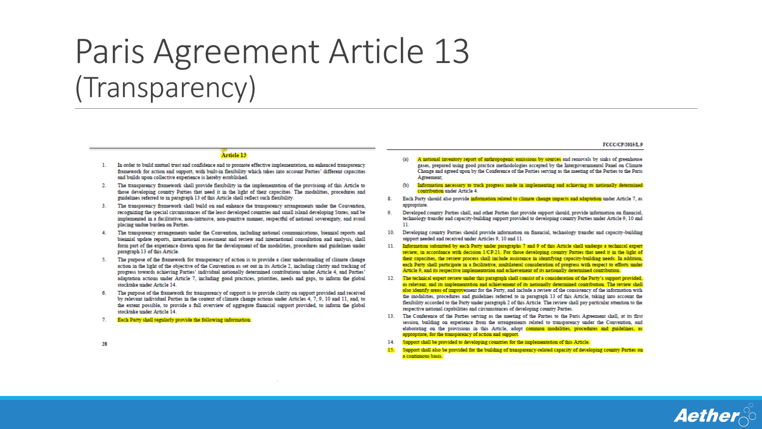# Paris Agreement Article 13 (Transparency)

### Article 13

1. In order to build mutual trust and confidence and to promote effective implementation, an enhanced transparency framework for action and support, with built-in flexibility which takes into account Parties' different capacities and builds upon collective experience is hereby established.

2. The transparency framework shall provide flexibility in the implementation of the provisions of this Article to those developing country Parties that need it in the light of their capacities. The modalities, procedures and guidelines referred to in paragraph 13 of this Article shall reflect such flexibility.

3. The transparency framework shall build on and enhance the transparency arrangements under the Convention, recognizing the special circumstances of the least developed countries and small island developing States, and be implemented in a facilitative, non-intrusive, non-punitive manner, respectful of national sovereignty, and avoid placing undue burden on Parties.

4. The transparency arrangements under the Convention, including national communications, biennial reports and biennial update reports, international assessment and review and international consultation and analysis, shall form part of the experience drawn upon for the development of the modalities, procedures and guidelines under paragraph 13 of this Article.

5. The purpose of the framework for transparency of action is to provide a clear understanding of climate change action in the light of the objective of the Convention as set out in its Article 2, including clarity and tracking of progress towards achieving Parties' individual nationally determined contributions under Article 4, and Parties' adaptation actions under Article 7, including good practices, priorities, needs and gaps, to inform the global stocktake under Article 14.

6. The purpose of the framework for transparency of support is to provide clarity on support provided and received by relevant individual Parties in the context of climate change actions under Articles 4, 7, 9, 10 and 11, and, to the extent possible, to provide a full overview of aggregate financial support provided, to inform the global stocktake under Article 14.

7. Each Party shall regularly provide the following information:

   (a) A national inventory report of anthropogenic emissions by sources and removals by sinks of greenhouse gases, prepared using good practice methodologies accepted by the Intergovernmental Panel on Climate Change and agreed upon by the Conference of the Parties serving as the meeting of the Parties to the Paris Agreement;

   (b) Information necessary to track progress made in implementing and achieving its nationally determined contribution under Article 4.

8. Each Party should also provide information related to climate change impacts and adaptation under Article 7, as appropriate.

9. Developed country Parties shall, and other Parties that provide support should, provide information on financial, technology transfer and capacity-building support provided to developing country Parties under Article 9, 10 and 11.

10. Developing country Parties should provide information on financial, technology transfer and capacity-building support needed and received under Articles 9, 10 and 11.

11. Information submitted by each Party under paragraphs 7 and 9 of this Article shall undergo a technical expert review, in accordance with decision 1/CP.21. For those developing country Parties that need it in the light of their capacities, the review process shall include assistance in identifying capacity-building needs. In addition, each Party shall participate in a facilitative, multilateral consideration of progress with respect to efforts under Article 9, and its respective implementation and achievement of its nationally determined contribution.

12. The technical expert review under this paragraph shall consist of a consideration of the Party's support provided, as relevant, and its implementation and achievement of its nationally determined contribution. The review shall also identify areas of improvement for the Party, and include a review of the consistency of the information with the modalities, procedures and guidelines referred to in paragraph 13 of this Article, taking into account the flexibility accorded to the Party under paragraph 2 of this Article. The review shall pay particular attention to the respective national capabilities and circumstances of developing country Parties.

13. The Conference of the Parties serving as the meeting of the Parties to the Paris Agreement shall, at its first session, building on experience from the arrangements related to transparency under the Convention, and elaborating on the provisions in this Article, adopt common modalities, procedures and guidelines, as appropriate, for the transparency of action and support.

14. Support shall be provided to developing countries for the implementation of this Article.

15. Support shall also be provided for the building of transparency-related capacity of developing country Parties on a continuous basis.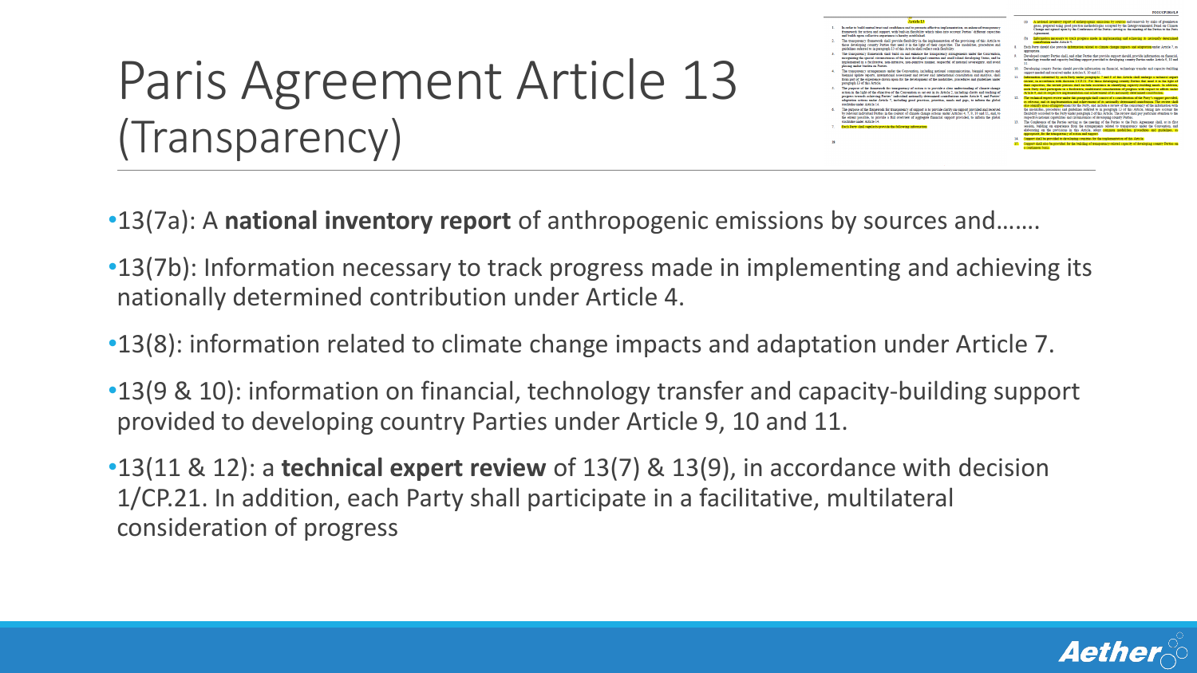# Paris Agreement Article 13 (Transparency)

- 13(7a): A **national inventory report** of anthropogenic emissions by sources and…….
- 13(7b): Information necessary to track progress made in implementing and achieving its nationally determined contribution under Article 4.
- 13(8): information related to climate change impacts and adaptation under Article 7.
- 13(9 & 10): information on financial, technology transfer and capacity-building support provided to developing country Parties under Article 9, 10 and 11.
- 13(11 & 12): a **technical expert review** of 13(7) & 13(9), in accordance with decision 1/CP.21. In addition, each Party shall participate in a facilitative, multilateral consideration of progress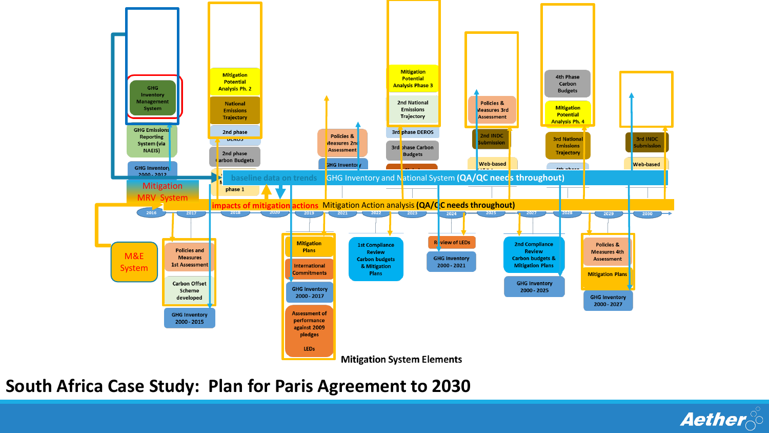GHG Inventory Management System

GHG Emissions Reporting System (via NAEIS)

GHG Inventory 2000 - 2012

Mitigation MRV System

M&E System

Mitigation Potential Analysis Ph. 2

National Emissions Trajectory

2nd phase DEROS

2nd phase Carbon Budgets

phase 1

Policies & Measures 2nd Assessment

GHG Inventory

Mitigation Potential Analysis Phase 3

2nd National Emissions Trajectory

3rd phase DEROS

3rd phase Carbon Budgets

Policies & Measures 3rd Assessment

2nd INDC Submission

Web-based

4th Phase Carbon Budgets

Mitigation Potential Analysis Ph. 4

3rd National Emissions Trajectory

3rd INDC Submission

Web-based

baseline data on trends GHG Inventory and National System **(QA/QC needs throughout)**

impacts of mitigation actions Mitigation Action analysis **(QA/QC needs throughout)**

2016 2017 2018 2019 2020 2021 2022 2023 2024 2025 2027 2028 2029 2030

Policies and Measures 1st Assessment

Carbon Offset Scheme developed

GHG Inventory 2000 - 2015

Mitigation Plans

International Commitments

GHG Inventory 2000 - 2017

Assessment of performance against 2009 pledges

LEDs

1st Compliance Review Carbon budgets & Mitigation Plans

Review of LEDs

GHG Inventory 2000 - 2021

2nd Compliance Review Carbon budgets & Mitigation Plans

GHG Inventory 2000 - 2025

Policies & Measures 4th Assessment

Mitigation Plans

GHG Inventory 2000 - 2027

**Mitigation System Elements**

# South Africa Case Study: Plan for Paris Agreement to 2030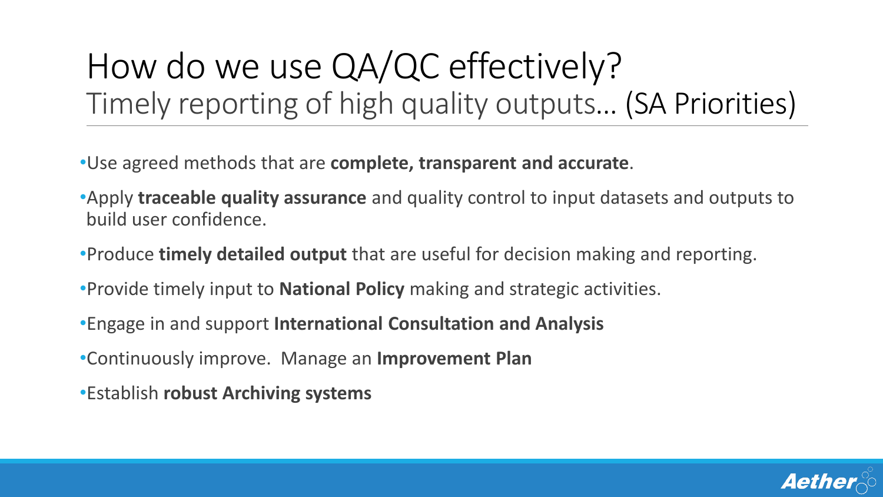# How do we use QA/QC effectively?

## Timely reporting of high quality outputs… (SA Priorities)

- Use agreed methods that are **complete, transparent and accurate**.
- Apply **traceable quality assurance** and quality control to input datasets and outputs to build user confidence.
- Produce **timely detailed output** that are useful for decision making and reporting.
- Provide timely input to **National Policy** making and strategic activities.
- Engage in and support **International Consultation and Analysis**
- Continuously improve. Manage an **Improvement Plan**
- Establish **robust Archiving systems**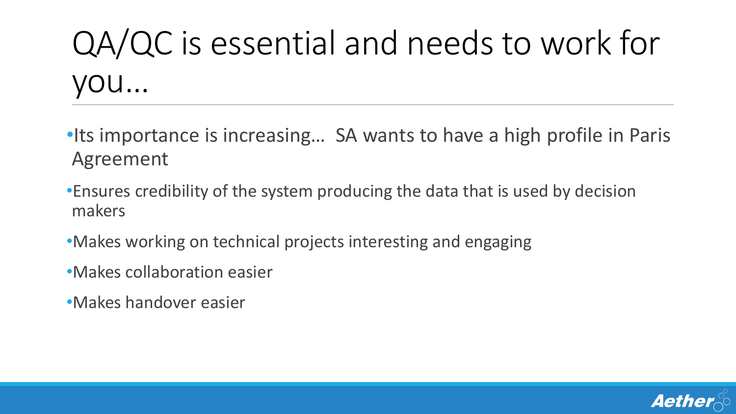# QA/QC is essential and needs to work for you…

- Its importance is increasing… SA wants to have a high profile in Paris Agreement
- Ensures credibility of the system producing the data that is used by decision makers
- Makes working on technical projects interesting and engaging
- Makes collaboration easier
- Makes handover easier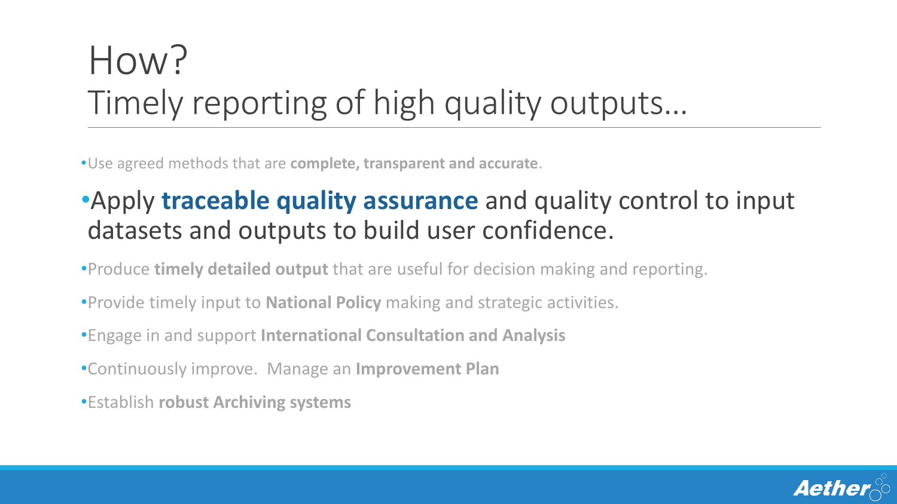# How?
## Timely reporting of high quality outputs…

- Use agreed methods that are **complete, transparent and accurate**.
- Apply **traceable quality assurance** and quality control to input datasets and outputs to build user confidence.
- Produce **timely detailed output** that are useful for decision making and reporting.
- Provide timely input to **National Policy** making and strategic activities.
- Engage in and support **International Consultation and Analysis**
- Continuously improve. Manage an **Improvement Plan**
- Establish **robust Archiving systems**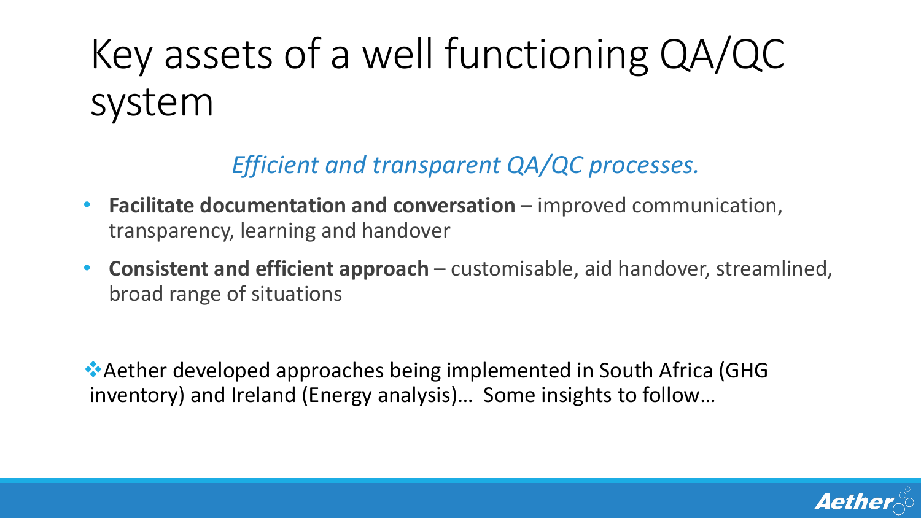# Key assets of a well functioning QA/QC system

*Efficient and transparent QA/QC processes.*

- **Facilitate documentation and conversation** – improved communication, transparency, learning and handover
- **Consistent and efficient approach** – customisable, aid handover, streamlined, broad range of situations

❖ Aether developed approaches being implemented in South Africa (GHG inventory) and Ireland (Energy analysis)… Some insights to follow…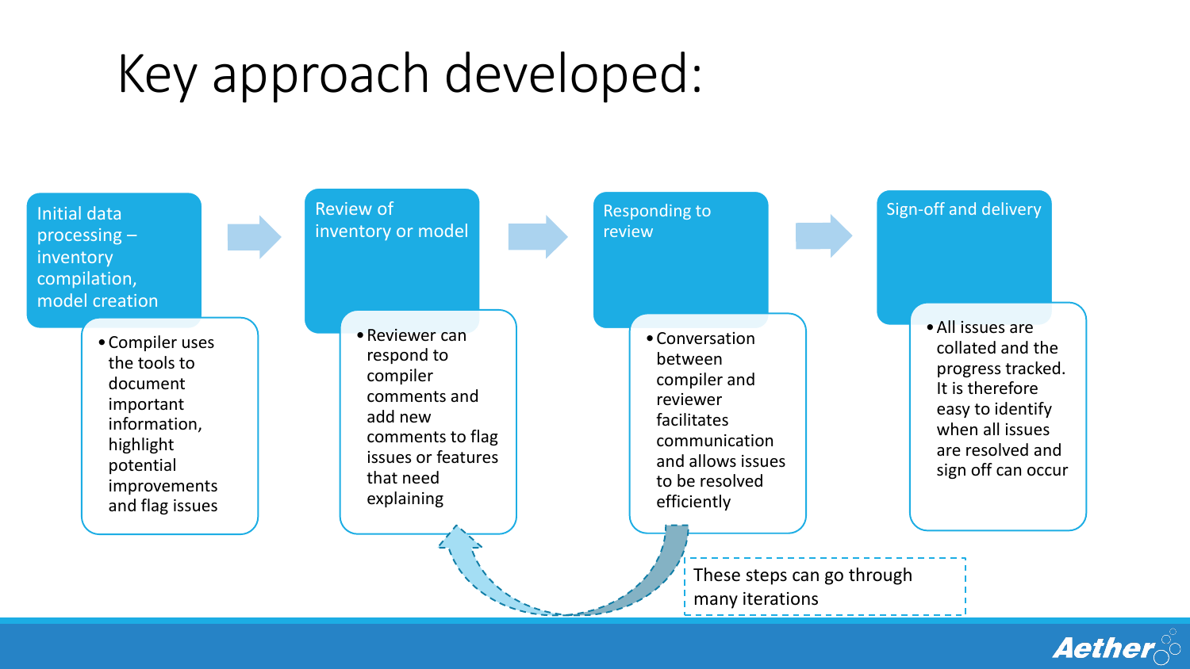# Key approach developed:

## Initial data processing – inventory compilation, model creation

- Compiler uses the tools to document important information, highlight potential improvements and flag issues

## Review of inventory or model

- Reviewer can respond to compiler comments and add new comments to flag issues or features that need explaining

## Responding to review

- Conversation between compiler and reviewer facilitates communication and allows issues to be resolved efficiently

## Sign-off and delivery

- All issues are collated and the progress tracked. It is therefore easy to identify when all issues are resolved and sign off can occur

These steps can go through many iterations

Aether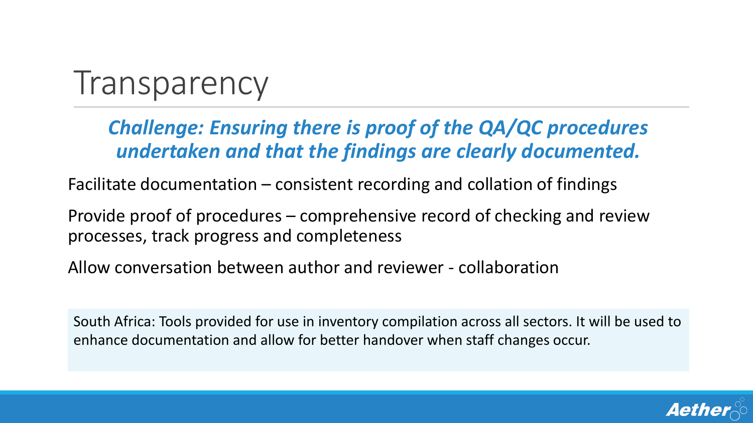# Transparency

***Challenge: Ensuring there is proof of the QA/QC procedures undertaken and that the findings are clearly documented.***

Facilitate documentation – consistent recording and collation of findings

Provide proof of procedures – comprehensive record of checking and review processes, track progress and completeness

Allow conversation between author and reviewer - collaboration

South Africa: Tools provided for use in inventory compilation across all sectors. It will be used to enhance documentation and allow for better handover when staff changes occur.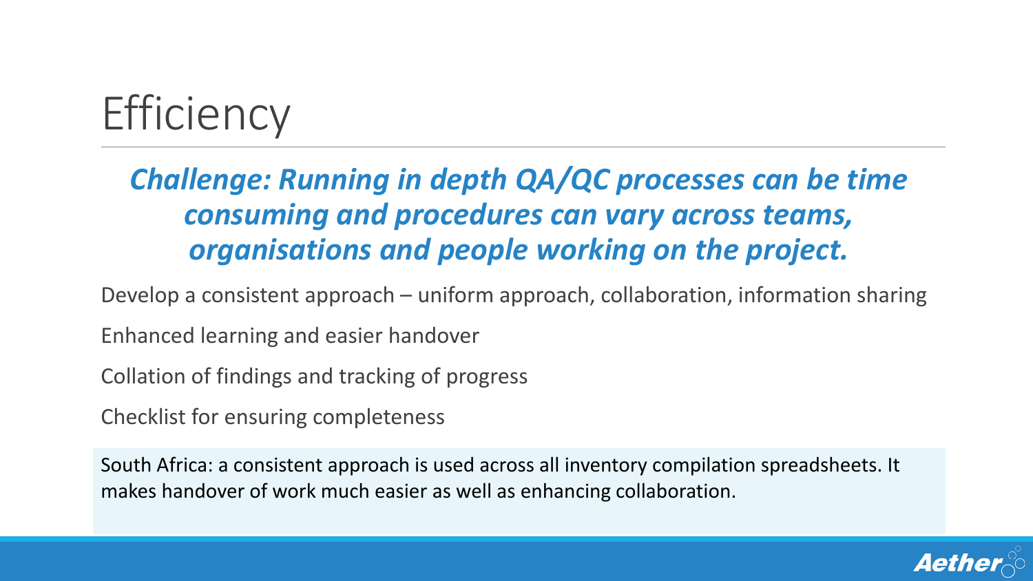# Efficiency

***Challenge: Running in depth QA/QC processes can be time consuming and procedures can vary across teams, organisations and people working on the project.***

Develop a consistent approach – uniform approach, collaboration, information sharing

Enhanced learning and easier handover

Collation of findings and tracking of progress

Checklist for ensuring completeness

South Africa: a consistent approach is used across all inventory compilation spreadsheets. It makes handover of work much easier as well as enhancing collaboration.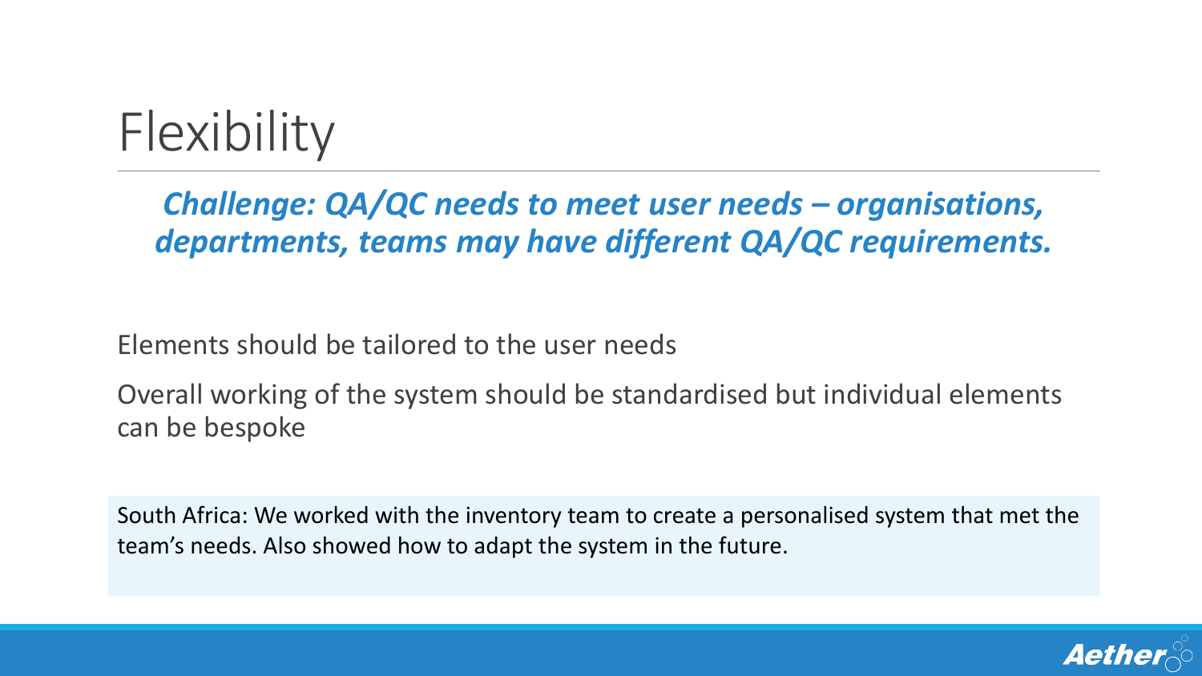# Flexibility

***Challenge: QA/QC needs to meet user needs – organisations, departments, teams may have different QA/QC requirements.***

Elements should be tailored to the user needs

Overall working of the system should be standardised but individual elements can be bespoke

South Africa: We worked with the inventory team to create a personalised system that met the team's needs. Also showed how to adapt the system in the future.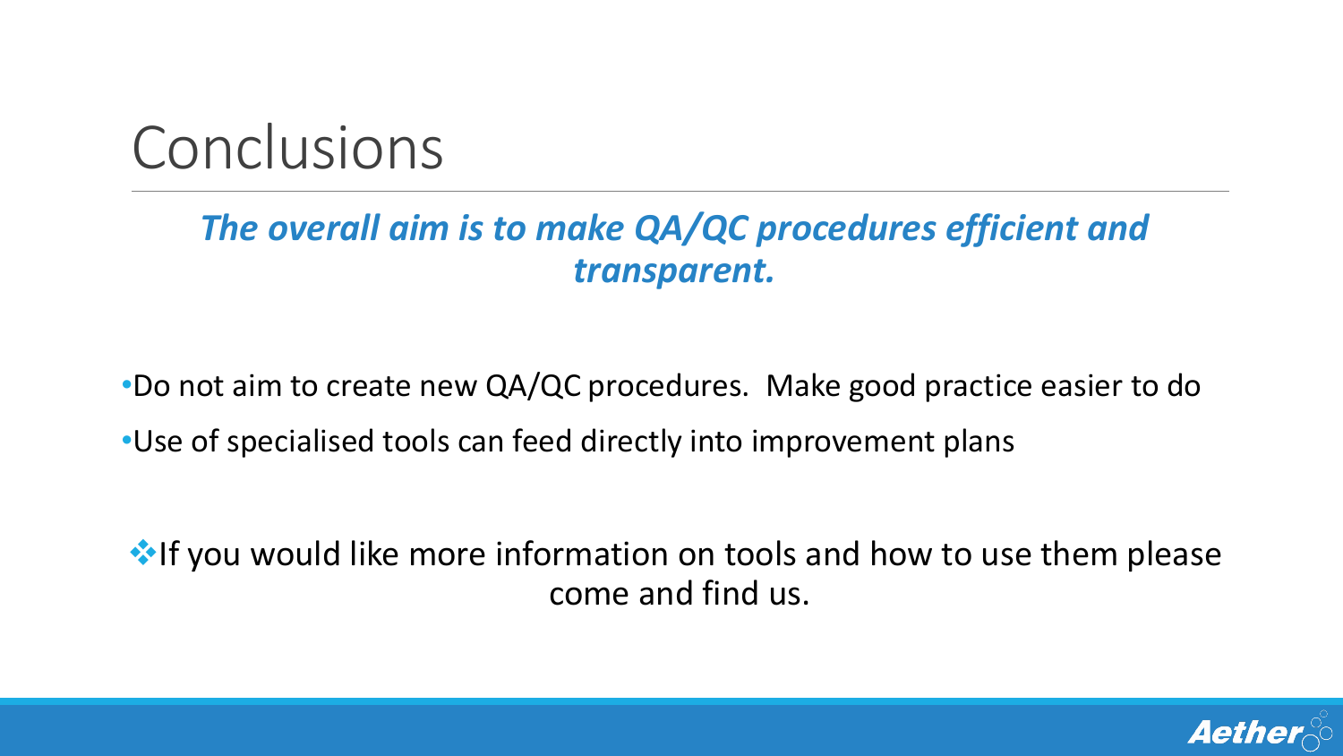# Conclusions

***The overall aim is to make QA/QC procedures efficient and transparent.***

- Do not aim to create new QA/QC procedures. Make good practice easier to do
- Use of specialised tools can feed directly into improvement plans

❖ If you would like more information on tools and how to use them please come and find us.